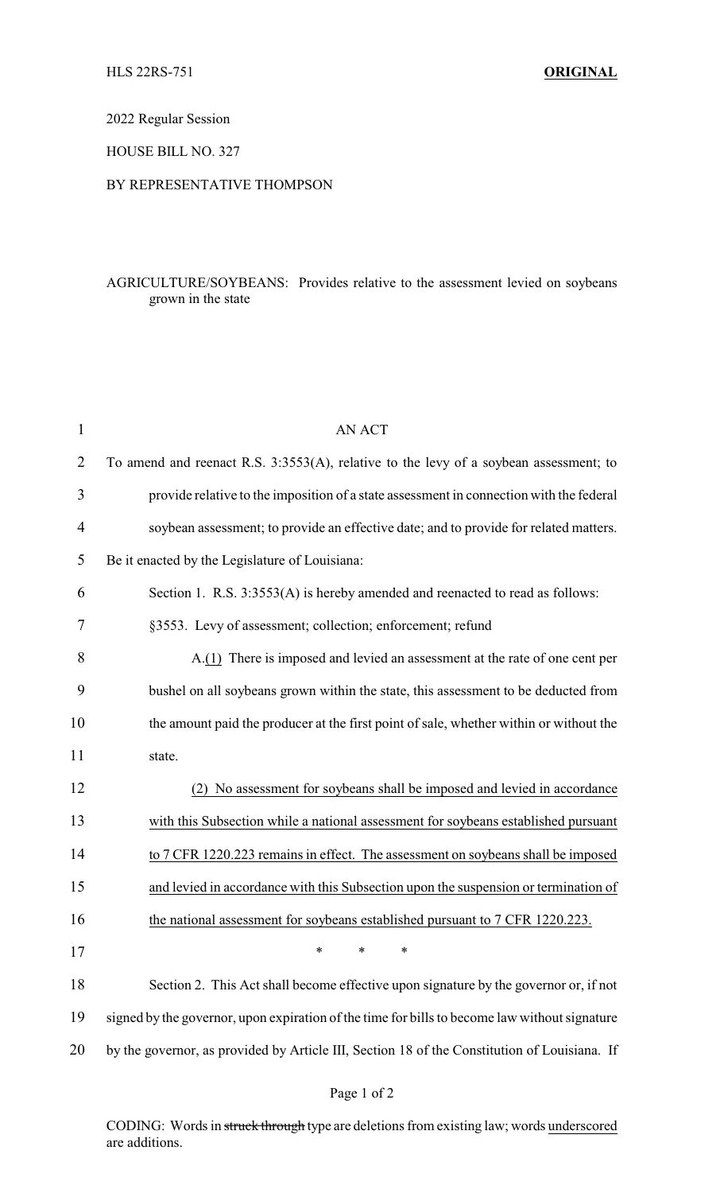HLS 22RS-751 **ORIGINAL**

2022 Regular Session

HOUSE BILL NO. 327

BY REPRESENTATIVE THOMPSON

AGRICULTURE/SOYBEANS: Provides relative to the assessment levied on soybeans grown in the state

AN ACT

To amend and reenact R.S. 3:3553(A), relative to the levy of a soybean assessment; to provide relative to the imposition of a state assessment in connection with the federal soybean assessment; to provide an effective date; and to provide for related matters.

Be it enacted by the Legislature of Louisiana:

Section 1. R.S. 3:3553(A) is hereby amended and reenacted to read as follows:

§3553. Levy of assessment; collection; enforcement; refund

A.<u>(1)</u> There is imposed and levied an assessment at the rate of one cent per bushel on all soybeans grown within the state, this assessment to be deducted from the amount paid the producer at the first point of sale, whether within or without the state.

<u>(2) No assessment for soybeans shall be imposed and levied in accordance with this Subsection while a national assessment for soybeans established pursuant to 7 CFR 1220.223 remains in effect. The assessment on soybeans shall be imposed and levied in accordance with this Subsection upon the suspension or termination of the national assessment for soybeans established pursuant to 7 CFR 1220.223.</u>

\* \* \*

Section 2. This Act shall become effective upon signature by the governor or, if not signed by the governor, upon expiration of the time for bills to become law without signature by the governor, as provided by Article III, Section 18 of the Constitution of Louisiana. If

CODING: Words in ~~struck through~~ type are deletions from existing law; words <u>underscored</u> are additions.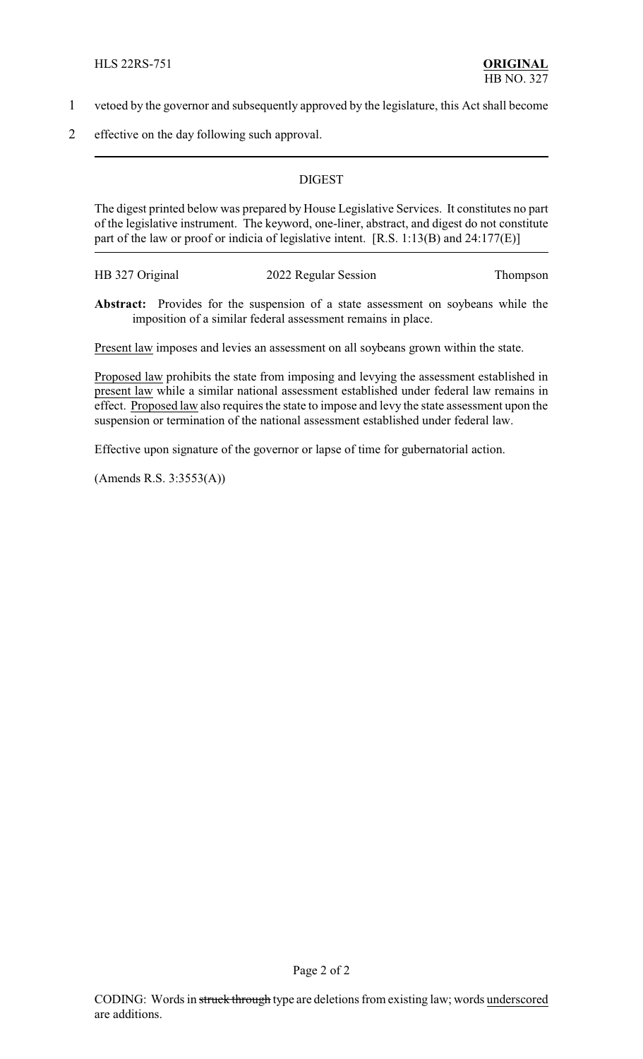vetoed by the governor and subsequently approved by the legislature, this Act shall become effective on the day following such approval.

---

## DIGEST

The digest printed below was prepared by House Legislative Services. It constitutes no part of the legislative instrument. The keyword, one-liner, abstract, and digest do not constitute part of the law or proof or indicia of legislative intent. [R.S. 1:13(B) and 24:177(E)]

---

HB 327 Original 2022 Regular Session Thompson

**Abstract:** Provides for the suspension of a state assessment on soybeans while the imposition of a similar federal assessment remains in place.

Present law imposes and levies an assessment on all soybeans grown within the state.

Proposed law prohibits the state from imposing and levying the assessment established in present law while a similar national assessment established under federal law remains in effect. Proposed law also requires the state to impose and levy the state assessment upon the suspension or termination of the national assessment established under federal law.

Effective upon signature of the governor or lapse of time for gubernatorial action.

(Amends R.S. 3:3553(A))

CODING: Words in ~~struck through~~ type are deletions from existing law; words underscored are additions.